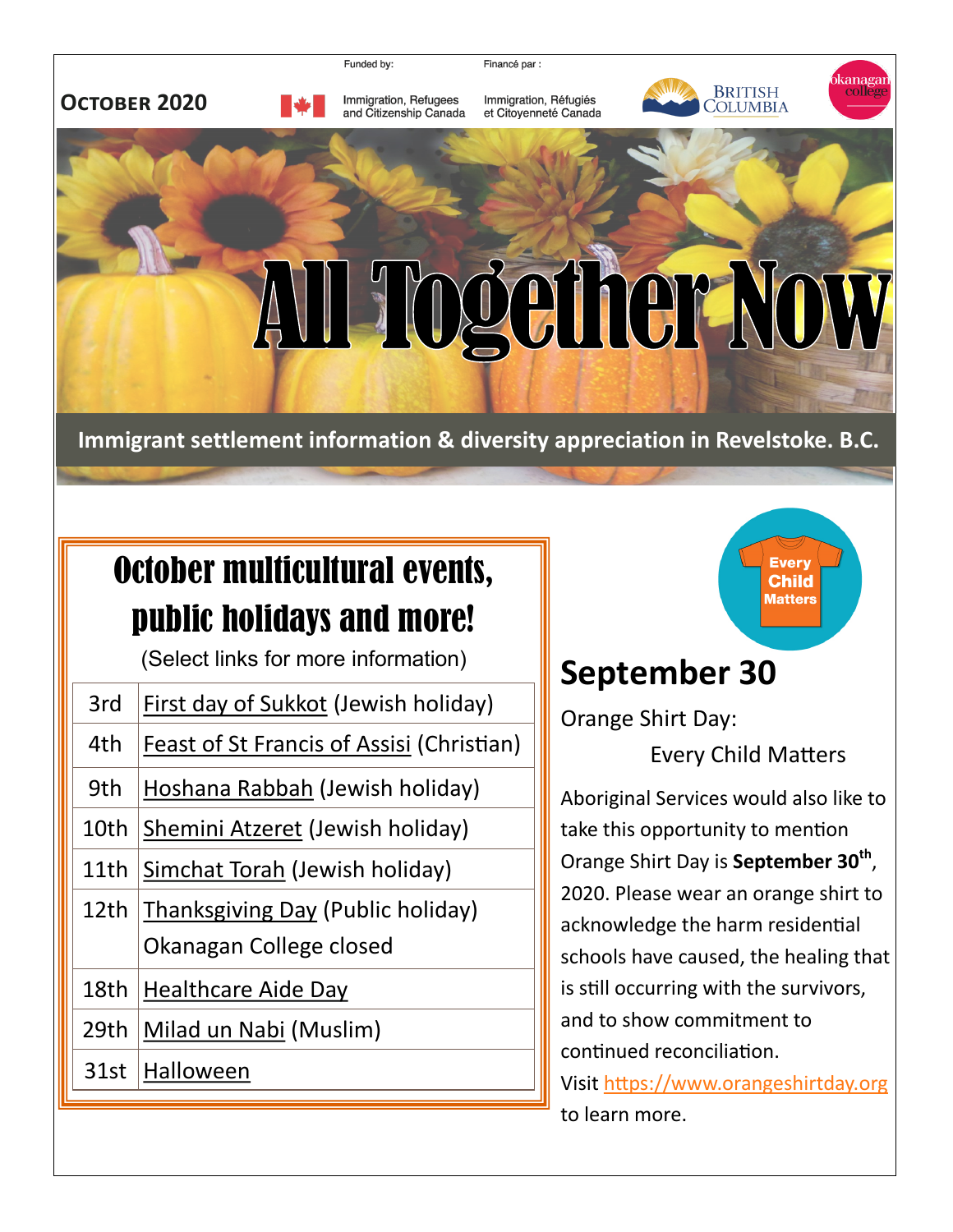**October 2020**

Funded by: Immigration, Refugees and Citizenship Canada

Financé par : Immigration, Réfugiés et Citoyenneté Canada

British Columbia

Okanagan College

# All Together Now

**Immigrant settlement information & diversity appreciation in Revelstoke. B.C.**

## October multicultural events, public holidays and more!

(Select links for more information)

| | |
|---|---|
| 3rd | First day of Sukkot (Jewish holiday) |
| 4th | Feast of St Francis of Assisi (Christian) |
| 9th | Hoshana Rabbah (Jewish holiday) |
| 10th | Shemini Atzeret (Jewish holiday) |
| 11th | Simchat Torah (Jewish holiday) |
| 12th | Thanksgiving Day (Public holiday) Okanagan College closed |
| 18th | Healthcare Aide Day |
| 29th | Milad un Nabi (Muslim) |
| 31st | Halloween |

Every Child Matters

## September 30

Orange Shirt Day:

Every Child Matters

Aboriginal Services would also like to take this opportunity to mention Orange Shirt Day is **September 30th**, 2020. Please wear an orange shirt to acknowledge the harm residential schools have caused, the healing that is still occurring with the survivors, and to show commitment to continued reconciliation.

Visit https://www.orangeshirtday.org to learn more.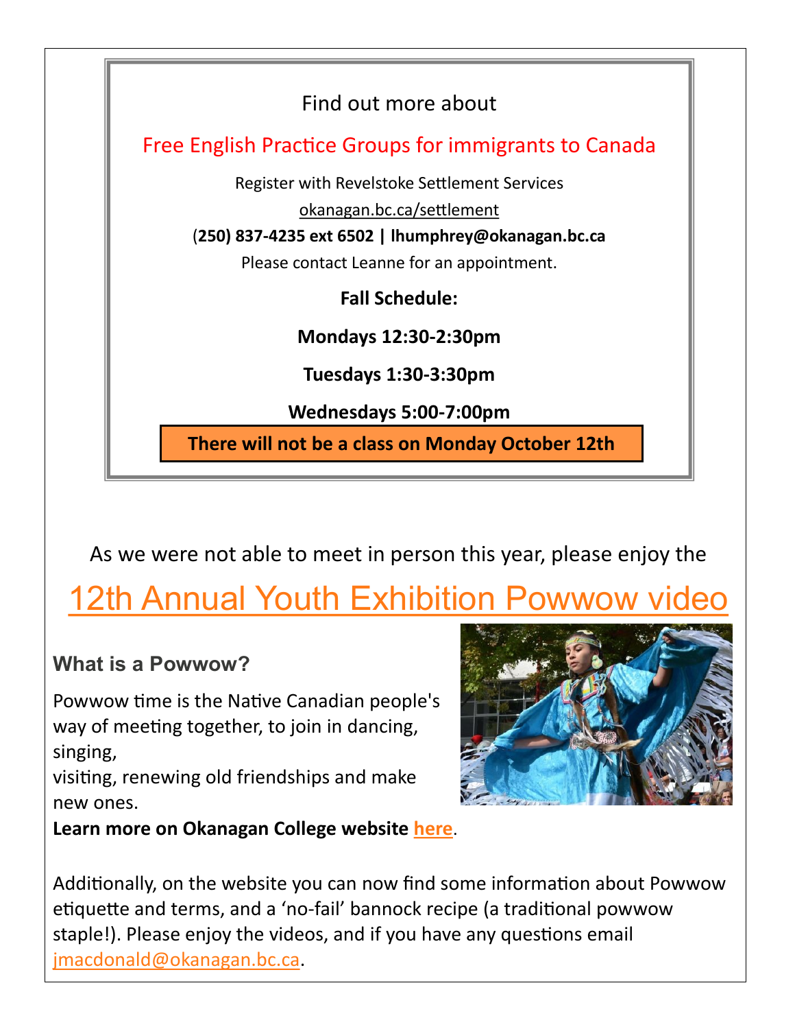Find out more about

Free English Practice Groups for immigrants to Canada

Register with Revelstoke Settlement Services

okanagan.bc.ca/settlement

**(250) 837-4235 ext 6502 | lhumphrey@okanagan.bc.ca**

Please contact Leanne for an appointment.

**Fall Schedule:**

**Mondays 12:30-2:30pm**

**Tuesdays 1:30-3:30pm**

**Wednesdays 5:00-7:00pm**

**There will not be a class on Monday October 12th**

As we were not able to meet in person this year, please enjoy the

# 12th Annual Youth Exhibition Powwow video

### What is a Powwow?

Powwow time is the Native Canadian people's way of meeting together, to join in dancing, singing,
visiting, renewing old friendships and make new ones.

**Learn more on Okanagan College website here**.

Additionally, on the website you can now find some information about Powwow etiquette and terms, and a 'no-fail' bannock recipe (a traditional powwow staple!). Please enjoy the videos, and if you have any questions email jmacdonald@okanagan.bc.ca.